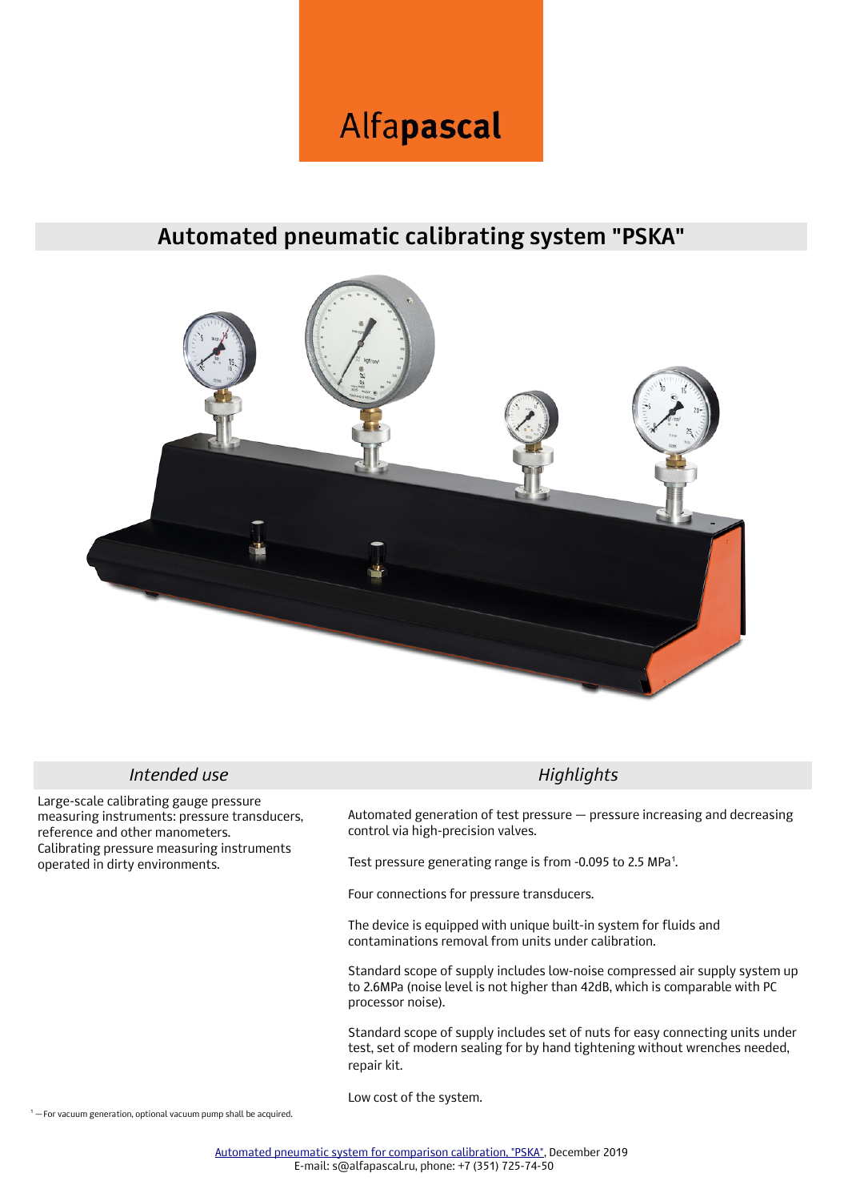Alfapascal

# Automated pneumatic calibrating system "PSKA"

## *Intended use*

Large-scale calibrating gauge pressure measuring instruments: pressure transducers, reference and other manometers.
Calibrating pressure measuring instruments operated in dirty environments.

## *Highlights*

Automated generation of test pressure — pressure increasing and decreasing control via high-precision valves.

Test pressure generating range is from -0.095 to 2.5 MPa[1].

Four connections for pressure transducers.

The device is equipped with unique built-in system for fluids and contaminations removal from units under calibration.

Standard scope of supply includes low-noise compressed air supply system up to 2.6MPa (noise level is not higher than 42dB, which is comparable with PC processor noise).

Standard scope of supply includes set of nuts for easy connecting units under test, set of modern sealing for by hand tightening without wrenches needed, repair kit.

Low cost of the system.

[1] — For vacuum generation, optional vacuum pump shall be acquired.

Automated pneumatic system for comparison calibration, "PSKA", December 2019
E-mail: s@alfapascal.ru, phone: +7 (351) 725-74-50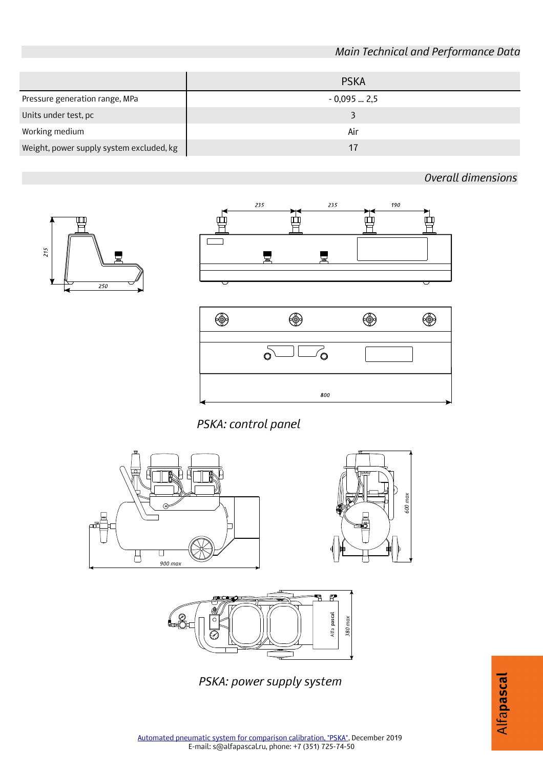## Main Technical and Performance Data

| | PSKA |
|---|---|
| Pressure generation range, MPa | - 0,095 ... 2,5 |
| Units under test, pc | 3 |
| Working medium | Air |
| Weight, power supply system excluded, kg | 17 |

## Overall dimensions

PSKA: control panel

PSKA: power supply system

Automated pneumatic system for comparison calibration. "PSKA", December 2019
E-mail: s@alfapascal.ru, phone: +7 (351) 725-74-50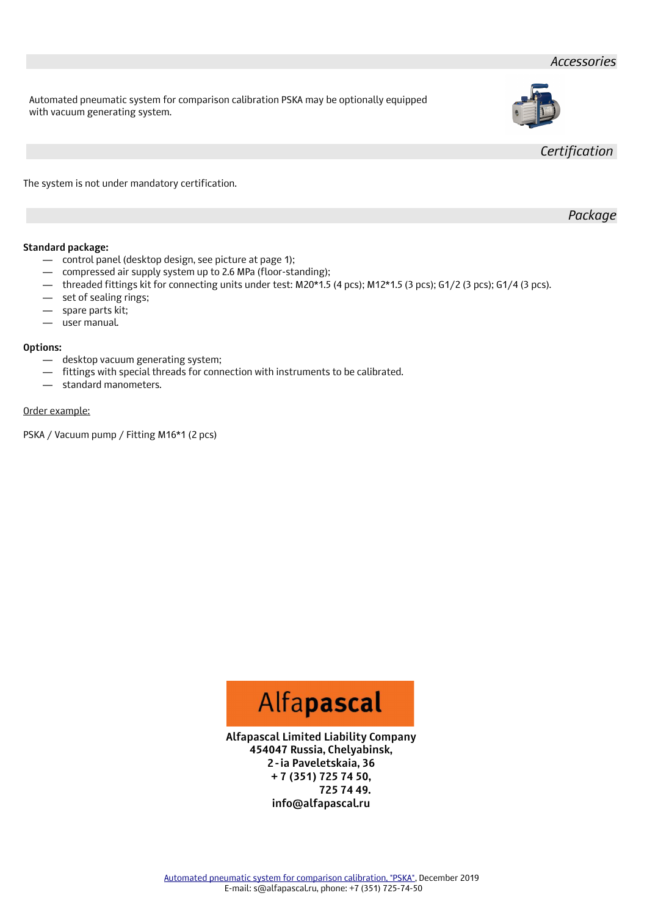## *Accessories*

Automated pneumatic system for comparison calibration PSKA may be optionally equipped with vacuum generating system.

## *Certification*

The system is not under mandatory certification.

## *Package*

**Standard package:**

- control panel (desktop design, see picture at page 1);
- compressed air supply system up to 2.6 MPa (floor-standing);
- threaded fittings kit for connecting units under test: M20*1.5 (4 pcs); M12*1.5 (3 pcs); G1/2 (3 pcs); G1/4 (3 pcs).
- set of sealing rings;
- spare parts kit;
- user manual.

**Options:**

- desktop vacuum generating system;
- fittings with special threads for connection with instruments to be calibrated.
- standard manometers.

Order example:

PSKA / Vacuum pump / Fitting M16*1 (2 pcs)

Alfapascal

**Alfapascal Limited Liability Company**
**454047 Russia, Chelyabinsk,**
**2-ia Paveletskaia, 36**
**+ 7 (351) 725 74 50,**
**725 74 49.**
**info@alfapascal.ru**

Automated pneumatic system for comparison calibration, "PSKA", December 2019
E-mail: s@alfapascal.ru, phone: +7 (351) 725-74-50